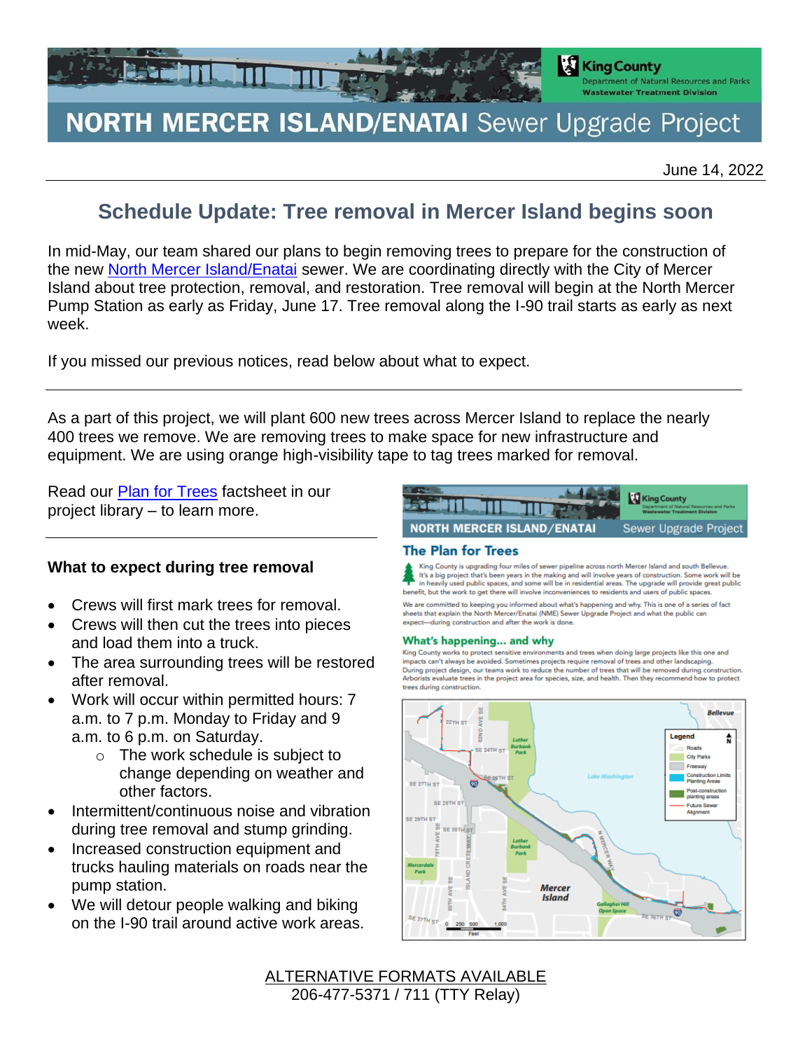# NORTH MERCER ISLAND/ENATAI Sewer Upgrade Project

King County
Department of Natural Resources and Parks
Wastewater Treatment Division

June 14, 2022

## Schedule Update: Tree removal in Mercer Island begins soon

In mid-May, our team shared our plans to begin removing trees to prepare for the construction of the new North Mercer Island/Enatai sewer. We are coordinating directly with the City of Mercer Island about tree protection, removal, and restoration. Tree removal will begin at the North Mercer Pump Station as early as Friday, June 17. Tree removal along the I-90 trail starts as early as next week.

If you missed our previous notices, read below about what to expect.

---

As a part of this project, we will plant 600 new trees across Mercer Island to replace the nearly 400 trees we remove. We are removing trees to make space for new infrastructure and equipment. We are using orange high-visibility tape to tag trees marked for removal.

Read our Plan for Trees factsheet in our project library – to learn more.

---

### What to expect during tree removal

- Crews will first mark trees for removal.
- Crews will then cut the trees into pieces and load them into a truck.
- The area surrounding trees will be restored after removal.
- Work will occur within permitted hours: 7 a.m. to 7 p.m. Monday to Friday and 9 a.m. to 6 p.m. on Saturday.
  - The work schedule is subject to change depending on weather and other factors.
- Intermittent/continuous noise and vibration during tree removal and stump grinding.
- Increased construction equipment and trucks hauling materials on roads near the pump station.
- We will detour people walking and biking on the I-90 trail around active work areas.

ALTERNATIVE FORMATS AVAILABLE
206-477-5371 / 711 (TTY Relay)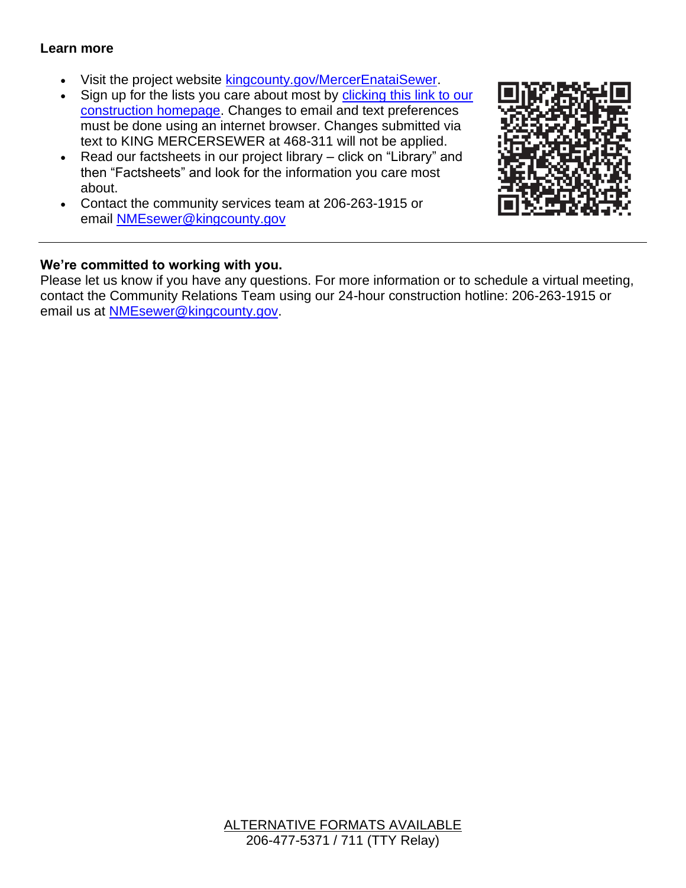**Learn more**

- Visit the project website kingcounty.gov/MercerEnataiSewer.
- Sign up for the lists you care about most by clicking this link to our construction homepage. Changes to email and text preferences must be done using an internet browser. Changes submitted via text to KING MERCERSEWER at 468-311 will not be applied.
- Read our factsheets in our project library – click on "Library" and then "Factsheets" and look for the information you care most about.
- Contact the community services team at 206-263-1915 or email NMEsewer@kingcounty.gov

---

**We're committed to working with you.**

Please let us know if you have any questions. For more information or to schedule a virtual meeting, contact the Community Relations Team using our 24-hour construction hotline: 206-263-1915 or email us at NMEsewer@kingcounty.gov.

ALTERNATIVE FORMATS AVAILABLE
206-477-5371 / 711 (TTY Relay)